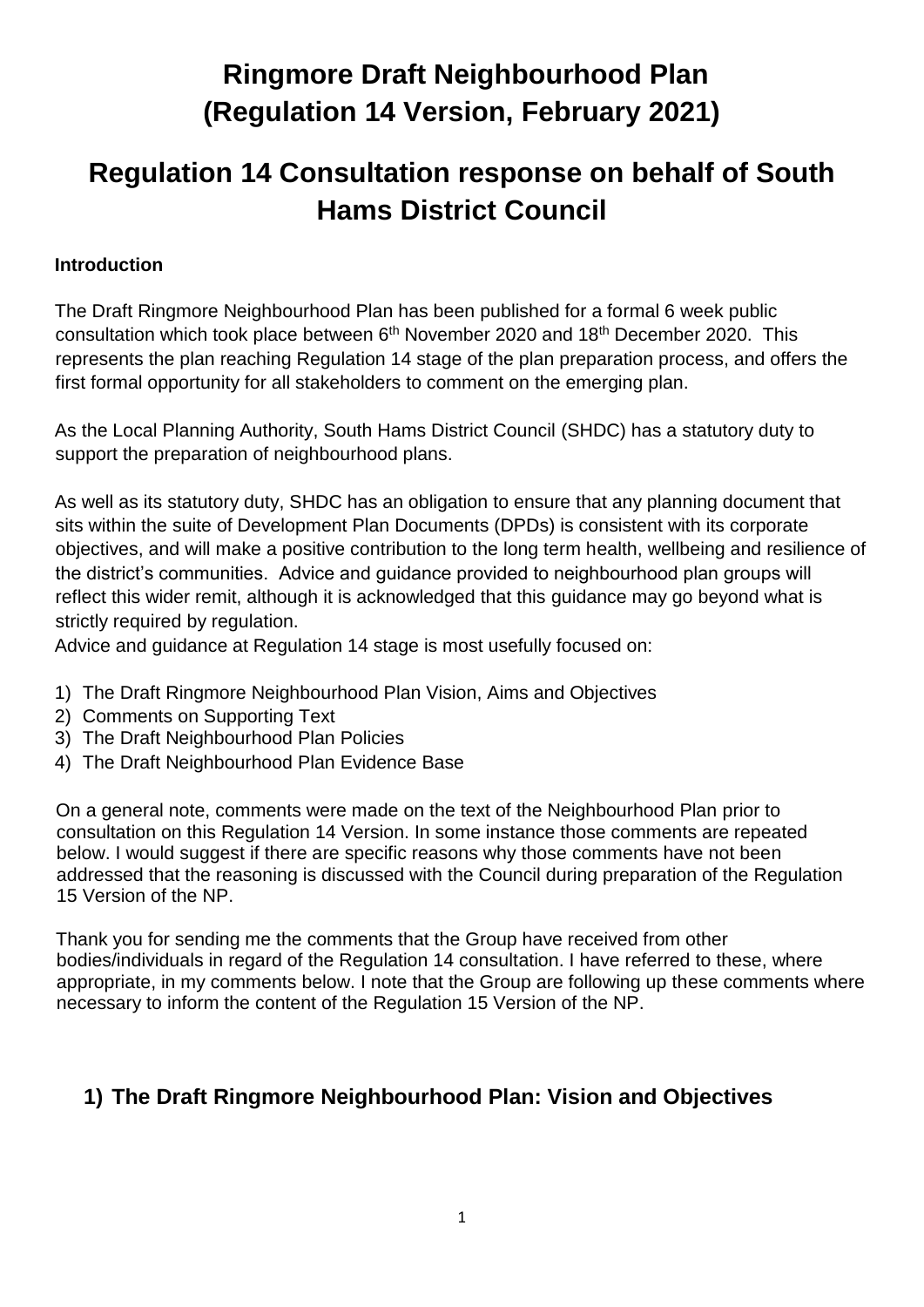# Ringmore Draft Neighbourhood Plan (Regulation 14 Version, February 2021)

# Regulation 14 Consultation response on behalf of South Hams District Council

**Introduction**

The Draft Ringmore Neighbourhood Plan has been published for a formal 6 week public consultation which took place between 6th November 2020 and 18th December 2020. This represents the plan reaching Regulation 14 stage of the plan preparation process, and offers the first formal opportunity for all stakeholders to comment on the emerging plan.

As the Local Planning Authority, South Hams District Council (SHDC) has a statutory duty to support the preparation of neighbourhood plans.

As well as its statutory duty, SHDC has an obligation to ensure that any planning document that sits within the suite of Development Plan Documents (DPDs) is consistent with its corporate objectives, and will make a positive contribution to the long term health, wellbeing and resilience of the district's communities. Advice and guidance provided to neighbourhood plan groups will reflect this wider remit, although it is acknowledged that this guidance may go beyond what is strictly required by regulation.

Advice and guidance at Regulation 14 stage is most usefully focused on:

1) The Draft Ringmore Neighbourhood Plan Vision, Aims and Objectives
2) Comments on Supporting Text
3) The Draft Neighbourhood Plan Policies
4) The Draft Neighbourhood Plan Evidence Base

On a general note, comments were made on the text of the Neighbourhood Plan prior to consultation on this Regulation 14 Version. In some instance those comments are repeated below. I would suggest if there are specific reasons why those comments have not been addressed that the reasoning is discussed with the Council during preparation of the Regulation 15 Version of the NP.

Thank you for sending me the comments that the Group have received from other bodies/individuals in regard of the Regulation 14 consultation. I have referred to these, where appropriate, in my comments below. I note that the Group are following up these comments where necessary to inform the content of the Regulation 15 Version of the NP.

## 1) The Draft Ringmore Neighbourhood Plan: Vision and Objectives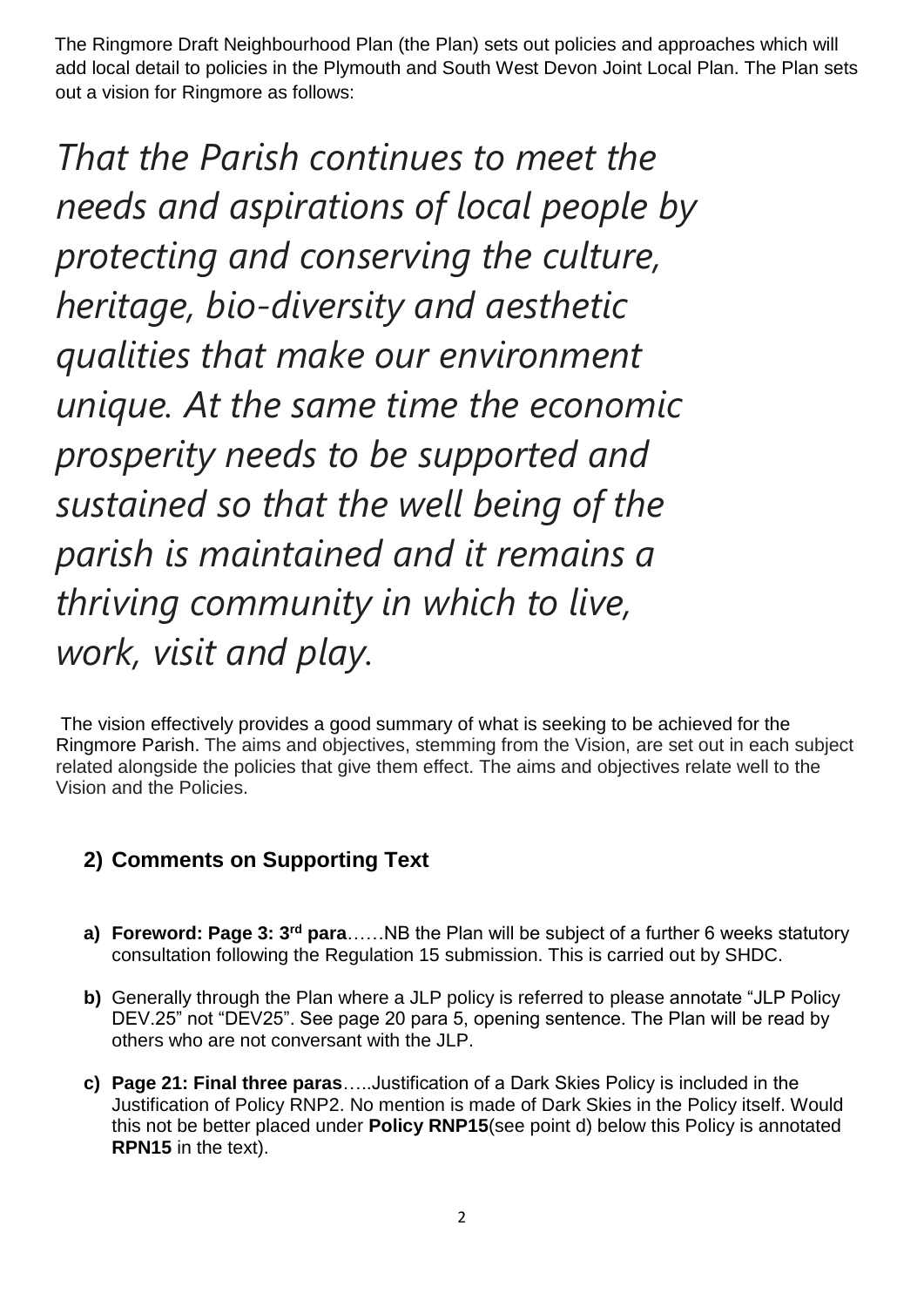The Ringmore Draft Neighbourhood Plan (the Plan) sets out policies and approaches which will add local detail to policies in the Plymouth and South West Devon Joint Local Plan. The Plan sets out a vision for Ringmore as follows:

*That the Parish continues to meet the needs and aspirations of local people by protecting and conserving the culture, heritage, bio-diversity and aesthetic qualities that make our environment unique. At the same time the economic prosperity needs to be supported and sustained so that the well being of the parish is maintained and it remains a thriving community in which to live, work, visit and play.*

The vision effectively provides a good summary of what is seeking to be achieved for the Ringmore Parish. The aims and objectives, stemming from the Vision, are set out in each subject related alongside the policies that give them effect. The aims and objectives relate well to the Vision and the Policies.

## 2) Comments on Supporting Text

a) **Foreword: Page 3: 3rd para**……NB the Plan will be subject of a further 6 weeks statutory consultation following the Regulation 15 submission. This is carried out by SHDC.

b) Generally through the Plan where a JLP policy is referred to please annotate "JLP Policy DEV.25" not "DEV25". See page 20 para 5, opening sentence. The Plan will be read by others who are not conversant with the JLP.

c) **Page 21: Final three paras**…..Justification of a Dark Skies Policy is included in the Justification of Policy RNP2. No mention is made of Dark Skies in the Policy itself. Would this not be better placed under **Policy RNP15**(see point d) below this Policy is annotated **RPN15** in the text).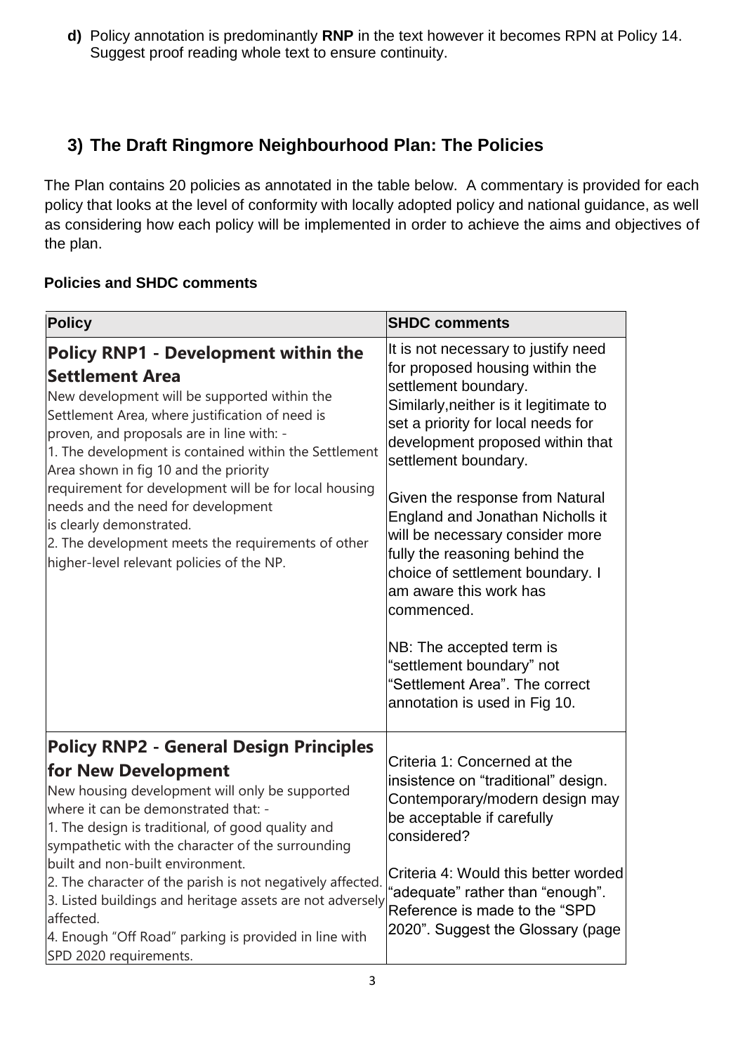**d)** Policy annotation is predominantly **RNP** in the text however it becomes RPN at Policy 14. Suggest proof reading whole text to ensure continuity.

## 3) The Draft Ringmore Neighbourhood Plan: The Policies

The Plan contains 20 policies as annotated in the table below. A commentary is provided for each policy that looks at the level of conformity with locally adopted policy and national guidance, as well as considering how each policy will be implemented in order to achieve the aims and objectives of the plan.

**Policies and SHDC comments**

| Policy | SHDC comments |
| --- | --- |
| **Policy RNP1 - Development within the Settlement Area**<br>New development will be supported within the Settlement Area, where justification of need is proven, and proposals are in line with: -<br>1. The development is contained within the Settlement Area shown in fig 10 and the priority requirement for development will be for local housing needs and the need for development is clearly demonstrated.<br>2. The development meets the requirements of other higher-level relevant policies of the NP. | It is not necessary to justify need for proposed housing within the settlement boundary. Similarly,neither is it legitimate to set a priority for local needs for development proposed within that settlement boundary.<br><br>Given the response from Natural England and Jonathan Nicholls it will be necessary consider more fully the reasoning behind the choice of settlement boundary. I am aware this work has commenced.<br><br>NB: The accepted term is "settlement boundary" not "Settlement Area". The correct annotation is used in Fig 10. |
| **Policy RNP2 - General Design Principles for New Development**<br>New housing development will only be supported where it can be demonstrated that: -<br>1. The design is traditional, of good quality and sympathetic with the character of the surrounding built and non-built environment.<br>2. The character of the parish is not negatively affected.<br>3. Listed buildings and heritage assets are not adversely affected.<br>4. Enough "Off Road" parking is provided in line with SPD 2020 requirements. | Criteria 1: Concerned at the insistence on "traditional" design. Contemporary/modern design may be acceptable if carefully considered?<br><br>Criteria 4: Would this better worded "adequate" rather than "enough". Reference is made to the "SPD 2020". Suggest the Glossary (page |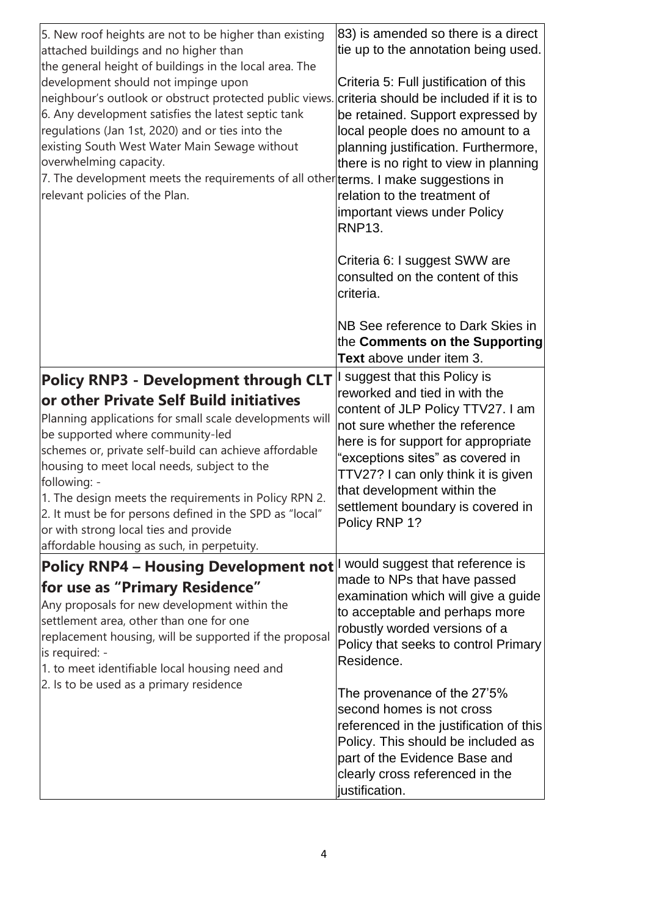| | |
|---|---|
| 5. New roof heights are not to be higher than existing attached buildings and no higher than the general height of buildings in the local area. The development should not impinge upon neighbour's outlook or obstruct protected public views.<br>6. Any development satisfies the latest septic tank regulations (Jan 1st, 2020) and or ties into the existing South West Water Main Sewage without overwhelming capacity.<br>7. The development meets the requirements of all other relevant policies of the Plan. | 83) is amended so there is a direct tie up to the annotation being used.<br><br>Criteria 5: Full justification of this criteria should be included if it is to be retained. Support expressed by local people does no amount to a planning justification. Furthermore, there is no right to view in planning terms. I make suggestions in relation to the treatment of important views under Policy RNP13.<br><br>Criteria 6: I suggest SWW are consulted on the content of this criteria.<br><br>NB See reference to Dark Skies in the **Comments on the Supporting Text** above under item 3. |
| **Policy RNP3 - Development through CLT or other Private Self Build initiatives**<br>Planning applications for small scale developments will be supported where community-led schemes or, private self-build can achieve affordable housing to meet local needs, subject to the following: -<br>1. The design meets the requirements in Policy RPN 2.<br>2. It must be for persons defined in the SPD as "local" or with strong local ties and provide affordable housing as such, in perpetuity. | I suggest that this Policy is reworked and tied in with the content of JLP Policy TTV27. I am not sure whether the reference here is for support for appropriate "exceptions sites" as covered in TTV27? I can only think it is given that development within the settlement boundary is covered in Policy RNP 1? |
| **Policy RNP4 – Housing Development not for use as "Primary Residence"**<br>Any proposals for new development within the settlement area, other than one for one replacement housing, will be supported if the proposal is required: -<br>1. to meet identifiable local housing need and<br>2. Is to be used as a primary residence | I would suggest that reference is made to NPs that have passed examination which will give a guide to acceptable and perhaps more robustly worded versions of a Policy that seeks to control Primary Residence.<br><br>The provenance of the 27'5% second homes is not cross referenced in the justification of this Policy. This should be included as part of the Evidence Base and clearly cross referenced in the justification. |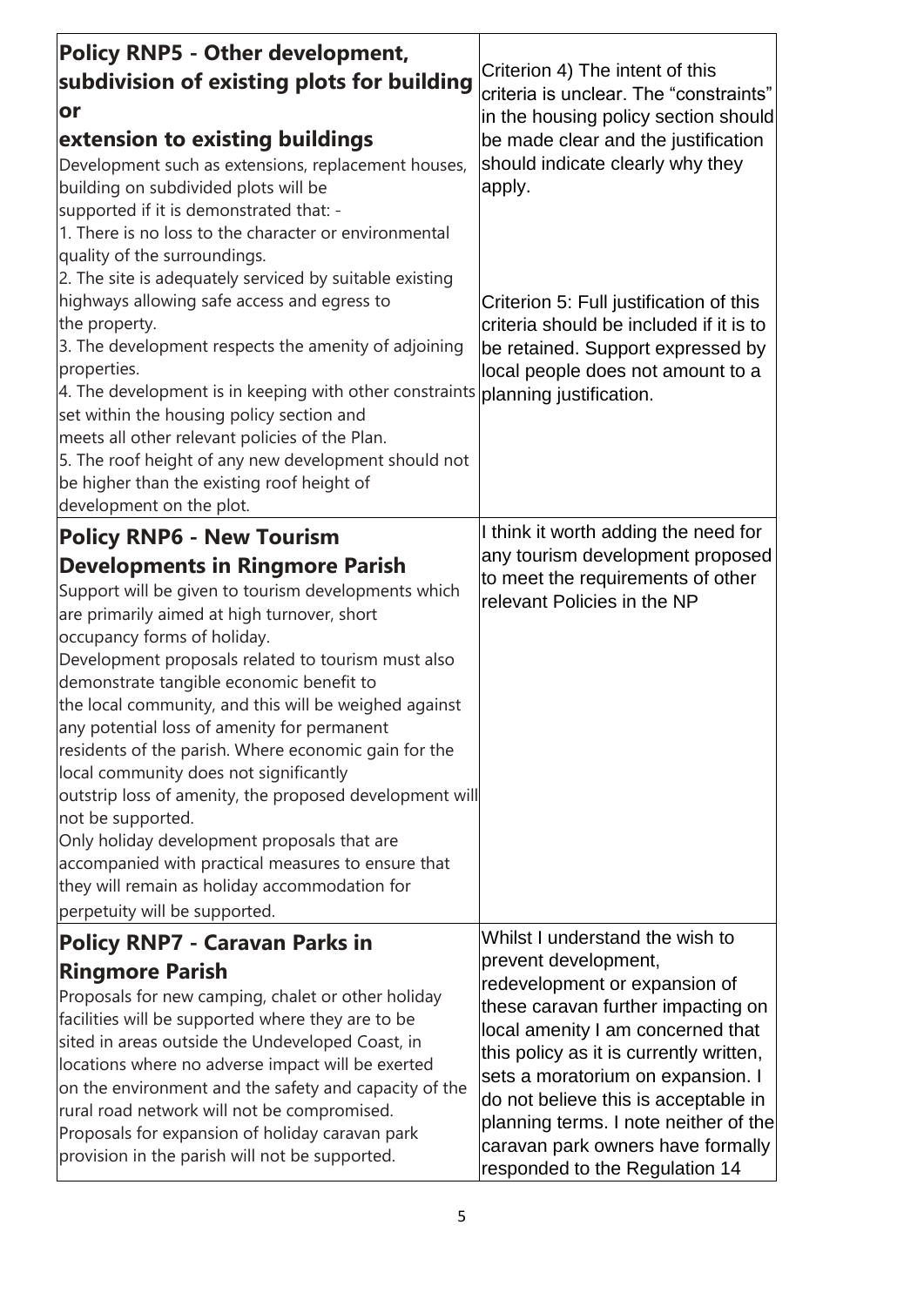| Policy | Comment |
|---|---|
| **Policy RNP5 - Other development, subdivision of existing plots for building or extension to existing buildings**<br>Development such as extensions, replacement houses, building on subdivided plots will be supported if it is demonstrated that: -<br>1. There is no loss to the character or environmental quality of the surroundings.<br>2. The site is adequately serviced by suitable existing highways allowing safe access and egress to the property.<br>3. The development respects the amenity of adjoining properties.<br>4. The development is in keeping with other constraints set within the housing policy section and meets all other relevant policies of the Plan.<br>5. The roof height of any new development should not be higher than the existing roof height of development on the plot. | Criterion 4) The intent of this criteria is unclear. The "constraints" in the housing policy section should be made clear and the justification should indicate clearly why they apply.<br><br>Criterion 5: Full justification of this criteria should be included if it is to be retained. Support expressed by local people does not amount to a planning justification. |
| **Policy RNP6 - New Tourism Developments in Ringmore Parish**<br>Support will be given to tourism developments which are primarily aimed at high turnover, short occupancy forms of holiday.<br>Development proposals related to tourism must also demonstrate tangible economic benefit to the local community, and this will be weighed against any potential loss of amenity for permanent residents of the parish. Where economic gain for the local community does not significantly outstrip loss of amenity, the proposed development will not be supported.<br>Only holiday development proposals that are accompanied with practical measures to ensure that they will remain as holiday accommodation for perpetuity will be supported. | I think it worth adding the need for any tourism development proposed to meet the requirements of other relevant Policies in the NP |
| **Policy RNP7 - Caravan Parks in Ringmore Parish**<br>Proposals for new camping, chalet or other holiday facilities will be supported where they are to be sited in areas outside the Undeveloped Coast, in locations where no adverse impact will be exerted on the environment and the safety and capacity of the rural road network will not be compromised.<br>Proposals for expansion of holiday caravan park provision in the parish will not be supported. | Whilst I understand the wish to prevent development, redevelopment or expansion of these caravan further impacting on local amenity I am concerned that this policy as it is currently written, sets a moratorium on expansion. I do not believe this is acceptable in planning terms. I note neither of the caravan park owners have formally responded to the Regulation 14 |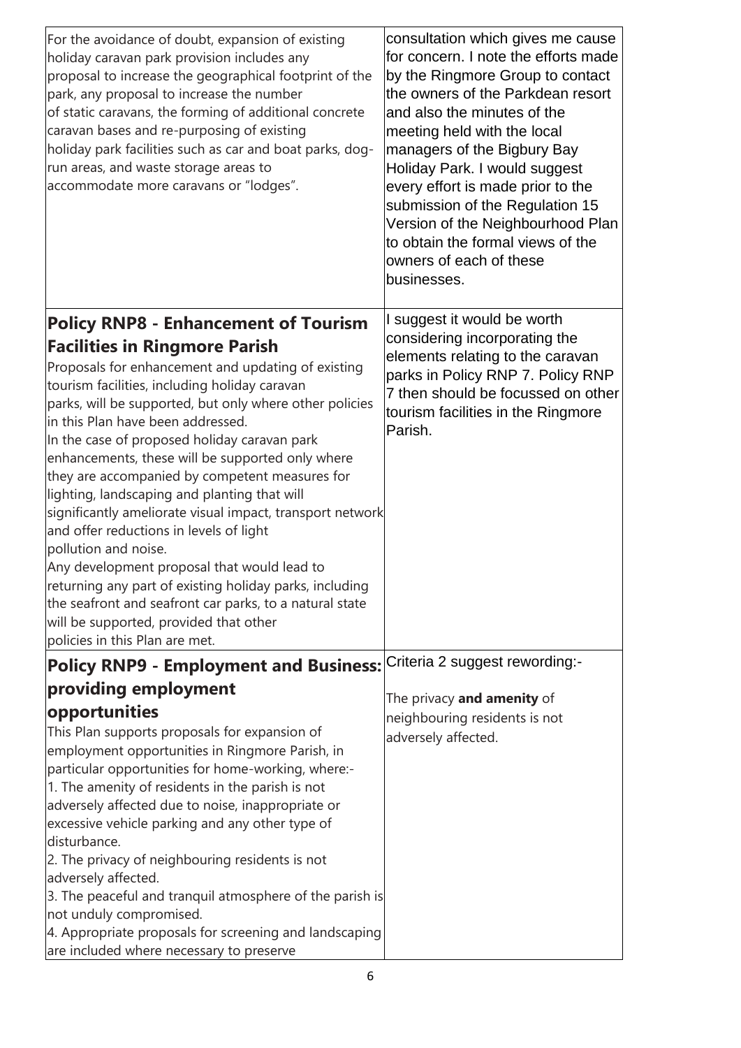| | |
|---|---|
| For the avoidance of doubt, expansion of existing holiday caravan park provision includes any proposal to increase the geographical footprint of the park, any proposal to increase the number of static caravans, the forming of additional concrete caravan bases and re-purposing of existing holiday park facilities such as car and boat parks, dog-run areas, and waste storage areas to accommodate more caravans or "lodges". | consultation which gives me cause for concern. I note the efforts made by the Ringmore Group to contact the owners of the Parkdean resort and also the minutes of the meeting held with the local managers of the Bigbury Bay Holiday Park. I would suggest every effort is made prior to the submission of the Regulation 15 Version of the Neighbourhood Plan to obtain the formal views of the owners of each of these businesses. |
| **Policy RNP8 - Enhancement of Tourism Facilities in Ringmore Parish**<br>Proposals for enhancement and updating of existing tourism facilities, including holiday caravan parks, will be supported, but only where other policies in this Plan have been addressed.<br>In the case of proposed holiday caravan park enhancements, these will be supported only where they are accompanied by competent measures for lighting, landscaping and planting that will significantly ameliorate visual impact, transport network and offer reductions in levels of light pollution and noise.<br>Any development proposal that would lead to returning any part of existing holiday parks, including the seafront and seafront car parks, to a natural state will be supported, provided that other policies in this Plan are met. | I suggest it would be worth considering incorporating the elements relating to the caravan parks in Policy RNP 7. Policy RNP 7 then should be focussed on other tourism facilities in the Ringmore Parish. |
| **Policy RNP9 - Employment and Business: providing employment opportunities**<br>This Plan supports proposals for expansion of employment opportunities in Ringmore Parish, in particular opportunities for home-working, where:-<br>1. The amenity of residents in the parish is not adversely affected due to noise, inappropriate or excessive vehicle parking and any other type of disturbance.<br>2. The privacy of neighbouring residents is not adversely affected.<br>3. The peaceful and tranquil atmosphere of the parish is not unduly compromised.<br>4. Appropriate proposals for screening and landscaping are included where necessary to preserve | Criteria 2 suggest rewording:-<br><br>The privacy **and amenity** of neighbouring residents is not adversely affected. |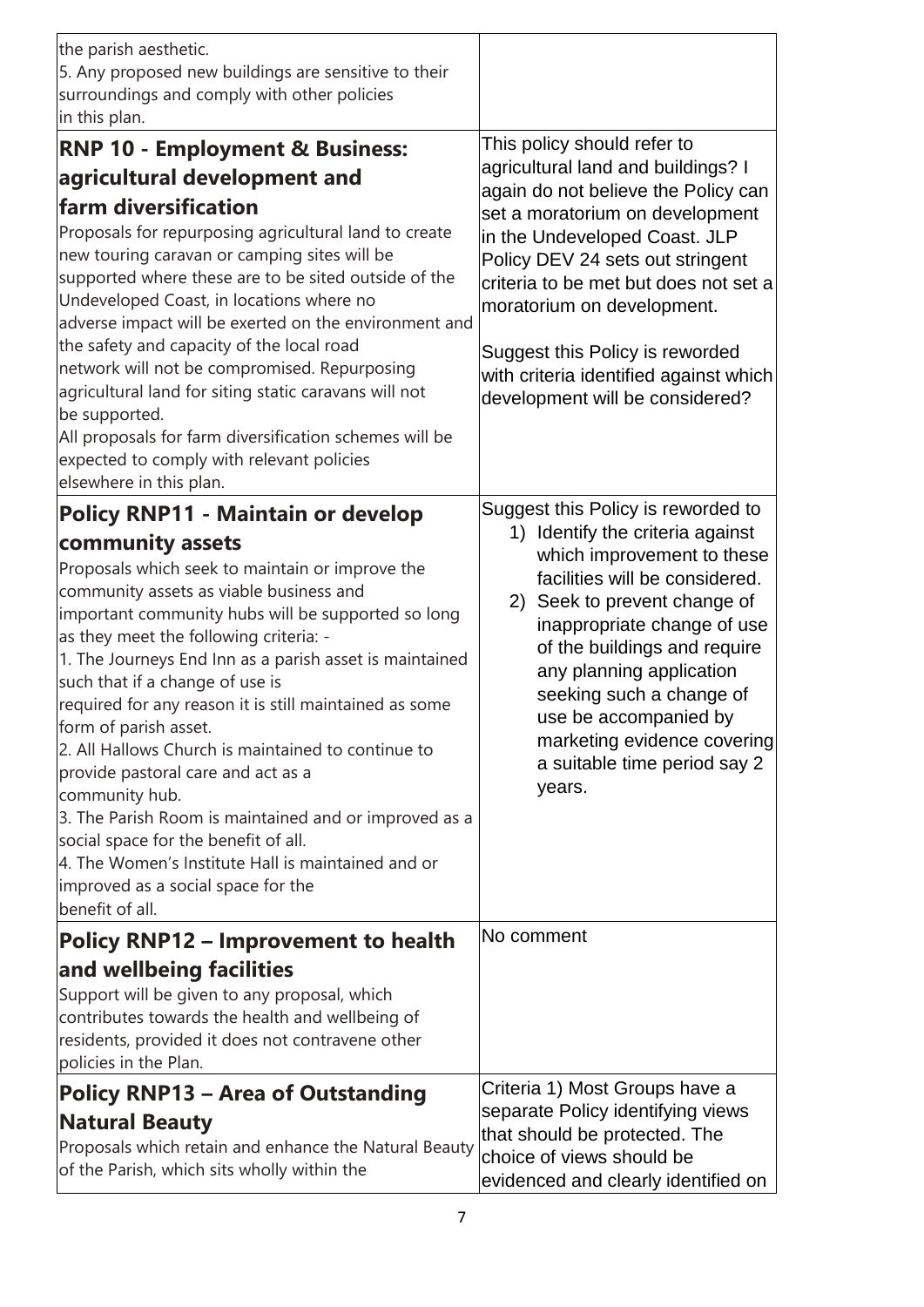| | |
|---|---|
| the parish aesthetic.<br>5. Any proposed new buildings are sensitive to their surroundings and comply with other policies in this plan. | |
| **RNP 10 - Employment & Business: agricultural development and farm diversification**<br>Proposals for repurposing agricultural land to create new touring caravan or camping sites will be supported where these are to be sited outside of the Undeveloped Coast, in locations where no adverse impact will be exerted on the environment and the safety and capacity of the local road network will not be compromised. Repurposing agricultural land for siting static caravans will not be supported.<br>All proposals for farm diversification schemes will be expected to comply with relevant policies elsewhere in this plan. | This policy should refer to agricultural land and buildings? I again do not believe the Policy can set a moratorium on development in the Undeveloped Coast. JLP Policy DEV 24 sets out stringent criteria to be met but does not set a moratorium on development.<br><br>Suggest this Policy is reworded with criteria identified against which development will be considered? |
| **Policy RNP11 - Maintain or develop community assets**<br>Proposals which seek to maintain or improve the community assets as viable business and important community hubs will be supported so long as they meet the following criteria: -<br>1. The Journeys End Inn as a parish asset is maintained such that if a change of use is required for any reason it is still maintained as some form of parish asset.<br>2. All Hallows Church is maintained to continue to provide pastoral care and act as a community hub.<br>3. The Parish Room is maintained and or improved as a social space for the benefit of all.<br>4. The Women's Institute Hall is maintained and or improved as a social space for the benefit of all. | Suggest this Policy is reworded to<br>1) Identify the criteria against which improvement to these facilities will be considered.<br>2) Seek to prevent change of inappropriate change of use of the buildings and require any planning application seeking such a change of use be accompanied by marketing evidence covering a suitable time period say 2 years. |
| **Policy RNP12 – Improvement to health and wellbeing facilities**<br>Support will be given to any proposal, which contributes towards the health and wellbeing of residents, provided it does not contravene other policies in the Plan. | No comment |
| **Policy RNP13 – Area of Outstanding Natural Beauty**<br>Proposals which retain and enhance the Natural Beauty of the Parish, which sits wholly within the | Criteria 1) Most Groups have a separate Policy identifying views that should be protected. The choice of views should be evidenced and clearly identified on |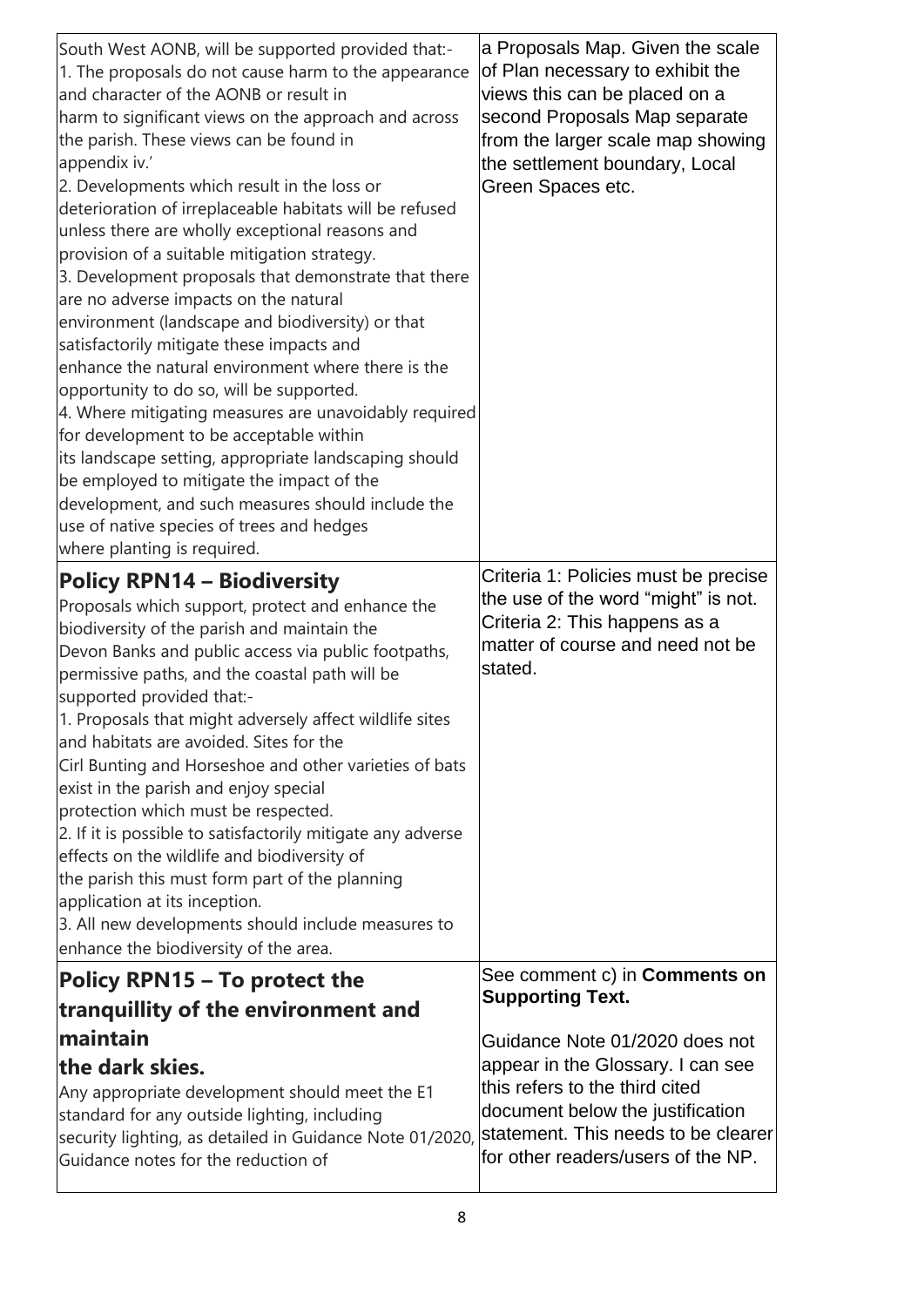| | |
|---|---|
| South West AONB, will be supported provided that:-<br>1. The proposals do not cause harm to the appearance and character of the AONB or result in harm to significant views on the approach and across the parish. These views can be found in appendix iv.'<br>2. Developments which result in the loss or deterioration of irreplaceable habitats will be refused unless there are wholly exceptional reasons and provision of a suitable mitigation strategy.<br>3. Development proposals that demonstrate that there are no adverse impacts on the natural environment (landscape and biodiversity) or that satisfactorily mitigate these impacts and enhance the natural environment where there is the opportunity to do so, will be supported.<br>4. Where mitigating measures are unavoidably required for development to be acceptable within its landscape setting, appropriate landscaping should be employed to mitigate the impact of the development, and such measures should include the use of native species of trees and hedges where planting is required. | a Proposals Map. Given the scale of Plan necessary to exhibit the views this can be placed on a second Proposals Map separate from the larger scale map showing the settlement boundary, Local Green Spaces etc. |
| **Policy RPN14 – Biodiversity**<br>Proposals which support, protect and enhance the biodiversity of the parish and maintain the Devon Banks and public access via public footpaths, permissive paths, and the coastal path will be supported provided that:-<br>1. Proposals that might adversely affect wildlife sites and habitats are avoided. Sites for the Cirl Bunting and Horseshoe and other varieties of bats exist in the parish and enjoy special protection which must be respected.<br>2. If it is possible to satisfactorily mitigate any adverse effects on the wildlife and biodiversity of the parish this must form part of the planning application at its inception.<br>3. All new developments should include measures to enhance the biodiversity of the area. | Criteria 1: Policies must be precise the use of the word "might" is not.<br>Criteria 2: This happens as a matter of course and need not be stated. |
| **Policy RPN15 – To protect the tranquillity of the environment and maintain the dark skies.**<br>Any appropriate development should meet the E1 standard for any outside lighting, including security lighting, as detailed in Guidance Note 01/2020, Guidance notes for the reduction of | See comment c) in **Comments on Supporting Text.**<br><br>Guidance Note 01/2020 does not appear in the Glossary. I can see this refers to the third cited document below the justification statement. This needs to be clearer for other readers/users of the NP. |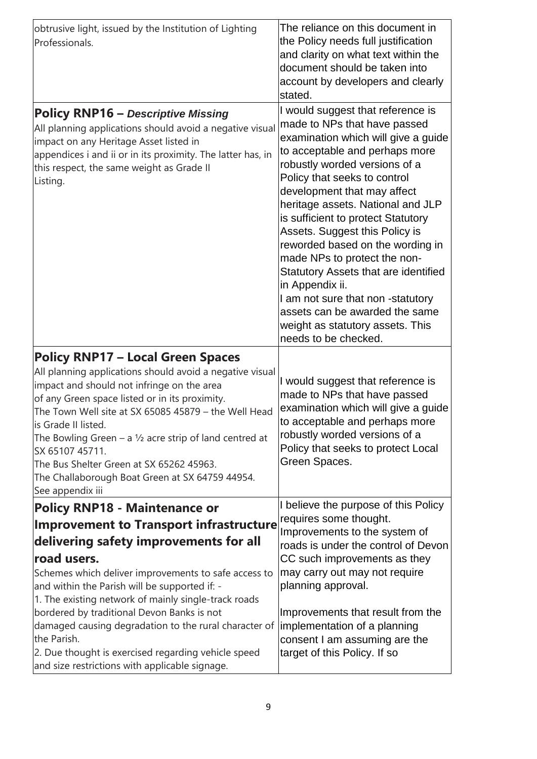| | |
|---|---|
| obtrusive light, issued by the Institution of Lighting Professionals. | The reliance on this document in the Policy needs full justification and clarity on what text within the document should be taken into account by developers and clearly stated. |
| **Policy RNP16 – *Descriptive Missing*** <br> All planning applications should avoid a negative visual impact on any Heritage Asset listed in appendices i and ii or in its proximity. The latter has, in this respect, the same weight as Grade II Listing. | I would suggest that reference is made to NPs that have passed examination which will give a guide to acceptable and perhaps more robustly worded versions of a Policy that seeks to control development that may affect heritage assets. National and JLP is sufficient to protect Statutory Assets. Suggest this Policy is reworded based on the wording in made NPs to protect the non-Statutory Assets that are identified in Appendix ii. <br> I am not sure that non -statutory assets can be awarded the same weight as statutory assets. This needs to be checked. |
| **Policy RNP17 – Local Green Spaces** <br> All planning applications should avoid a negative visual impact and should not infringe on the area of any Green space listed or in its proximity. <br> The Town Well site at SX 65085 45879 – the Well Head is Grade II listed. <br> The Bowling Green – a ½ acre strip of land centred at SX 65107 45711. <br> The Bus Shelter Green at SX 65262 45963. <br> The Challaborough Boat Green at SX 64759 44954. <br> See appendix iii | I would suggest that reference is made to NPs that have passed examination which will give a guide to acceptable and perhaps more robustly worded versions of a Policy that seeks to protect Local Green Spaces. |
| **Policy RNP18 - Maintenance or Improvement to Transport infrastructure delivering safety improvements for all road users.** <br> Schemes which deliver improvements to safe access to and within the Parish will be supported if: - <br> 1. The existing network of mainly single-track roads bordered by traditional Devon Banks is not damaged causing degradation to the rural character of the Parish. <br> 2. Due thought is exercised regarding vehicle speed and size restrictions with applicable signage. | I believe the purpose of this Policy requires some thought. Improvements to the system of roads is under the control of Devon CC such improvements as they may carry out may not require planning approval. <br><br> Improvements that result from the implementation of a planning consent I am assuming are the target of this Policy. If so |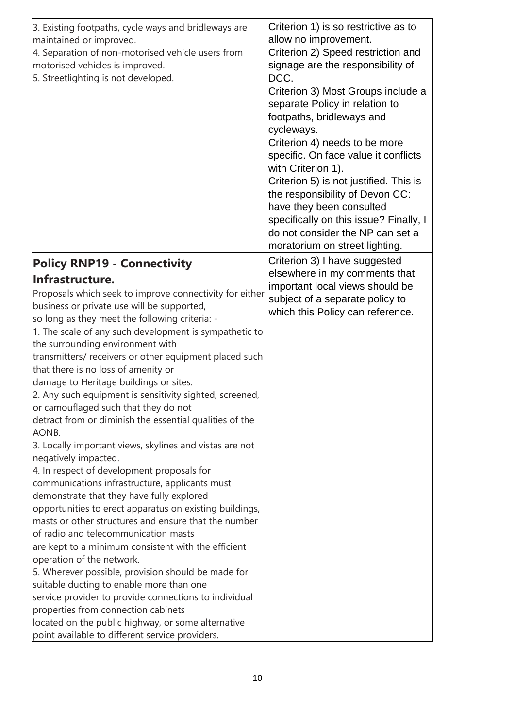| | |
|---|---|
| 3. Existing footpaths, cycle ways and bridleways are maintained or improved.<br>4. Separation of non-motorised vehicle users from motorised vehicles is improved.<br>5. Streetlighting is not developed. | Criterion 1) is so restrictive as to allow no improvement.<br>Criterion 2) Speed restriction and signage are the responsibility of DCC.<br>Criterion 3) Most Groups include a separate Policy in relation to footpaths, bridleways and cycleways.<br>Criterion 4) needs to be more specific. On face value it conflicts with Criterion 1).<br>Criterion 5) is not justified. This is the responsibility of Devon CC: have they been consulted specifically on this issue? Finally, I do not consider the NP can set a moratorium on street lighting. |
| **Policy RNP19 - Connectivity Infrastructure.**<br>Proposals which seek to improve connectivity for either business or private use will be supported, so long as they meet the following criteria: -<br>1. The scale of any such development is sympathetic to the surrounding environment with transmitters/ receivers or other equipment placed such that there is no loss of amenity or damage to Heritage buildings or sites.<br>2. Any such equipment is sensitivity sighted, screened, or camouflaged such that they do not detract from or diminish the essential qualities of the AONB.<br>3. Locally important views, skylines and vistas are not negatively impacted.<br>4. In respect of development proposals for communications infrastructure, applicants must demonstrate that they have fully explored opportunities to erect apparatus on existing buildings, masts or other structures and ensure that the number of radio and telecommunication masts are kept to a minimum consistent with the efficient operation of the network.<br>5. Wherever possible, provision should be made for suitable ducting to enable more than one service provider to provide connections to individual properties from connection cabinets located on the public highway, or some alternative point available to different service providers. | Criterion 3) I have suggested elsewhere in my comments that important local views should be subject of a separate policy to which this Policy can reference. |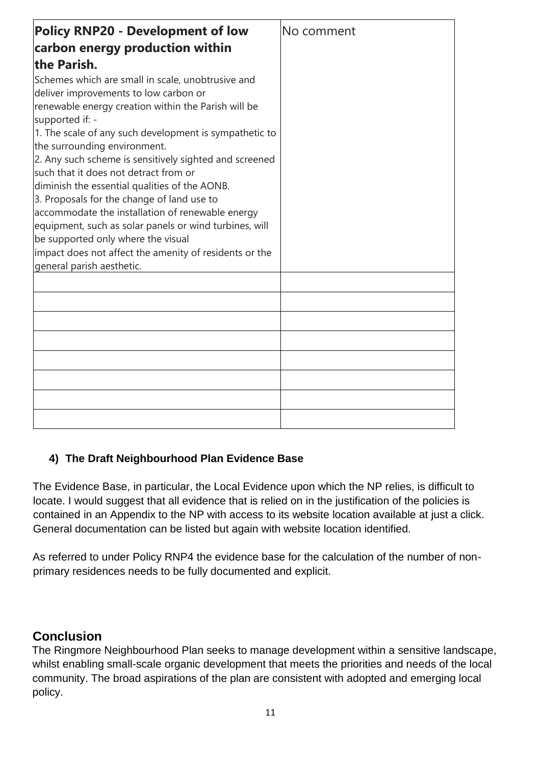| **Policy RNP20 - Development of low carbon energy production within the Parish.**<br>Schemes which are small in scale, unobtrusive and deliver improvements to low carbon or renewable energy creation within the Parish will be supported if: -<br>1. The scale of any such development is sympathetic to the surrounding environment.<br>2. Any such scheme is sensitively sighted and screened such that it does not detract from or diminish the essential qualities of the AONB.<br>3. Proposals for the change of land use to accommodate the installation of renewable energy equipment, such as solar panels or wind turbines, will be supported only where the visual impact does not affect the amenity of residents or the general parish aesthetic. | No comment |
|---|---|
| | |
| | |
| | |
| | |
| | |
| | |
| | |
| | |

### 4) The Draft Neighbourhood Plan Evidence Base

The Evidence Base, in particular, the Local Evidence upon which the NP relies, is difficult to locate. I would suggest that all evidence that is relied on in the justification of the policies is contained in an Appendix to the NP with access to its website location available at just a click. General documentation can be listed but again with website location identified.

As referred to under Policy RNP4 the evidence base for the calculation of the number of non-primary residences needs to be fully documented and explicit.

## Conclusion

The Ringmore Neighbourhood Plan seeks to manage development within a sensitive landscape, whilst enabling small-scale organic development that meets the priorities and needs of the local community. The broad aspirations of the plan are consistent with adopted and emerging local policy.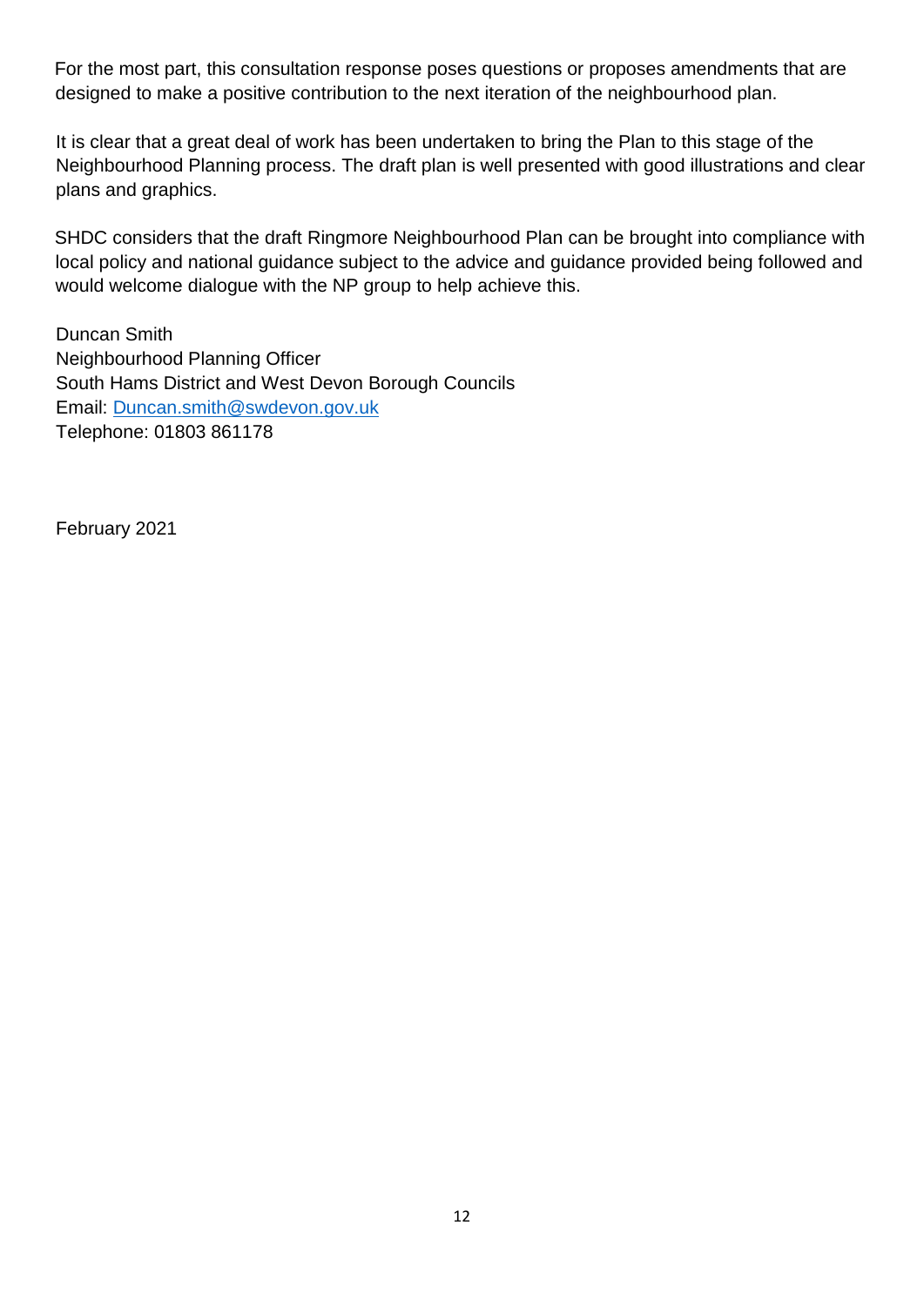For the most part, this consultation response poses questions or proposes amendments that are designed to make a positive contribution to the next iteration of the neighbourhood plan.

It is clear that a great deal of work has been undertaken to bring the Plan to this stage of the Neighbourhood Planning process. The draft plan is well presented with good illustrations and clear plans and graphics.

SHDC considers that the draft Ringmore Neighbourhood Plan can be brought into compliance with local policy and national guidance subject to the advice and guidance provided being followed and would welcome dialogue with the NP group to help achieve this.

Duncan Smith
Neighbourhood Planning Officer
South Hams District and West Devon Borough Councils
Email: Duncan.smith@swdevon.gov.uk
Telephone: 01803 861178

February 2021